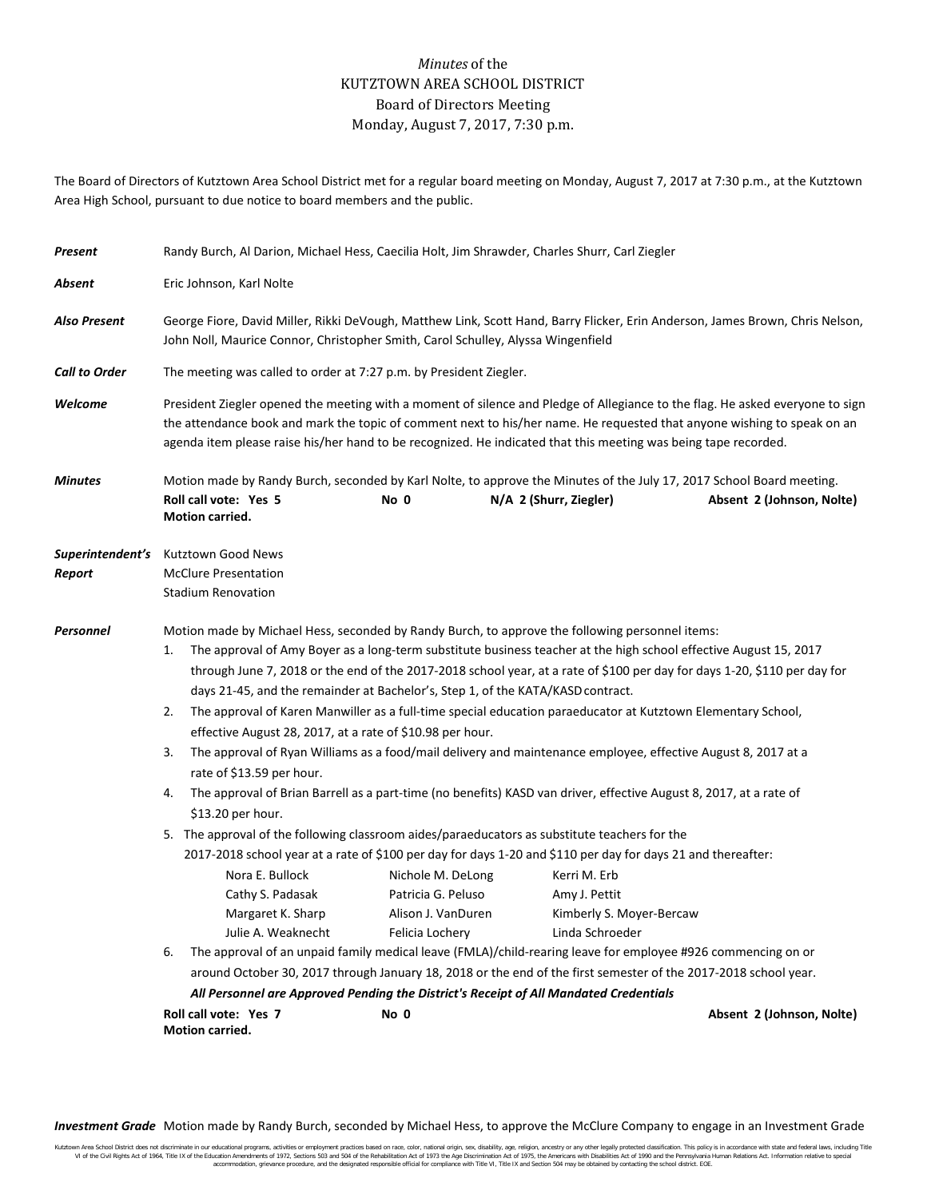*Minutes* of the
KUTZTOWN AREA SCHOOL DISTRICT
Board of Directors Meeting
Monday, August 7, 2017, 7:30 p.m.

The Board of Directors of Kutztown Area School District met for a regular board meeting on Monday, August 7, 2017 at 7:30 p.m., at the Kutztown Area High School, pursuant to due notice to board members and the public.

***Present*** Randy Burch, Al Darion, Michael Hess, Caecilia Holt, Jim Shrawder, Charles Shurr, Carl Ziegler

***Absent*** Eric Johnson, Karl Nolte

***Also Present*** George Fiore, David Miller, Rikki DeVough, Matthew Link, Scott Hand, Barry Flicker, Erin Anderson, James Brown, Chris Nelson, John Noll, Maurice Connor, Christopher Smith, Carol Schulley, Alyssa Wingenfield

***Call to Order*** The meeting was called to order at 7:27 p.m. by President Ziegler.

***Welcome*** President Ziegler opened the meeting with a moment of silence and Pledge of Allegiance to the flag. He asked everyone to sign the attendance book and mark the topic of comment next to his/her name. He requested that anyone wishing to speak on an agenda item please raise his/her hand to be recognized. He indicated that this meeting was being tape recorded.

***Minutes*** Motion made by Randy Burch, seconded by Karl Nolte, to approve the Minutes of the July 17, 2017 School Board meeting.
**Roll call vote: Yes 5 No 0 N/A 2 (Shurr, Ziegler) Absent 2 (Johnson, Nolte)**
**Motion carried.**

***Superintendent's Report***
Kutztown Good News
McClure Presentation
Stadium Renovation

***Personnel*** Motion made by Michael Hess, seconded by Randy Burch, to approve the following personnel items:

1. The approval of Amy Boyer as a long-term substitute business teacher at the high school effective August 15, 2017 through June 7, 2018 or the end of the 2017-2018 school year, at a rate of $100 per day for days 1-20, $110 per day for days 21-45, and the remainder at Bachelor's, Step 1, of the KATA/KASD contract.
2. The approval of Karen Manwiller as a full-time special education paraeducator at Kutztown Elementary School, effective August 28, 2017, at a rate of $10.98 per hour.
3. The approval of Ryan Williams as a food/mail delivery and maintenance employee, effective August 8, 2017 at a rate of $13.59 per hour.
4. The approval of Brian Barrell as a part-time (no benefits) KASD van driver, effective August 8, 2017, at a rate of $13.20 per hour.
5. The approval of the following classroom aides/paraeducators as substitute teachers for the 2017-2018 school year at a rate of $100 per day for days 1-20 and $110 per day for days 21 and thereafter:

| | | |
|---|---|---|
| Nora E. Bullock | Nichole M. DeLong | Kerri M. Erb |
| Cathy S. Padasak | Patricia G. Peluso | Amy J. Pettit |
| Margaret K. Sharp | Alison J. VanDuren | Kimberly S. Moyer-Bercaw |
| Julie A. Weaknecht | Felicia Lochery | Linda Schroeder |

6. The approval of an unpaid family medical leave (FMLA)/child-rearing leave for employee #926 commencing on or around October 30, 2017 through January 18, 2018 or the end of the first semester of the 2017-2018 school year.

***All Personnel are Approved Pending the District's Receipt of All Mandated Credentials***

**Roll call vote: Yes 7 No 0 Absent 2 (Johnson, Nolte)**
**Motion carried.**

***Investment Grade*** Motion made by Randy Burch, seconded by Michael Hess, to approve the McClure Company to engage in an Investment Grade

Kutztown Area School District does not discriminate in our educational programs, activities or employment practices based on race, color, national origin, sex, disability, age, religion, ancestry or any other legally protected classification. This policy is in accordance with state and federal laws, including Title VI of the Civil Rights Act of 1964, Title IX of the Education Amendments of 1972, Sections 503 and 504 of the Rehabilitation Act of 1973 the Age Discrimination Act of 1975, the Americans with Disabilities Act of 1990 and the Pennsylvania Human Relations Act. Information relative to special accommodation, grievance procedure, and the designated responsible official for compliance with Title VI, Title IX and Section 504 may be obtained by contacting the school district. EOE.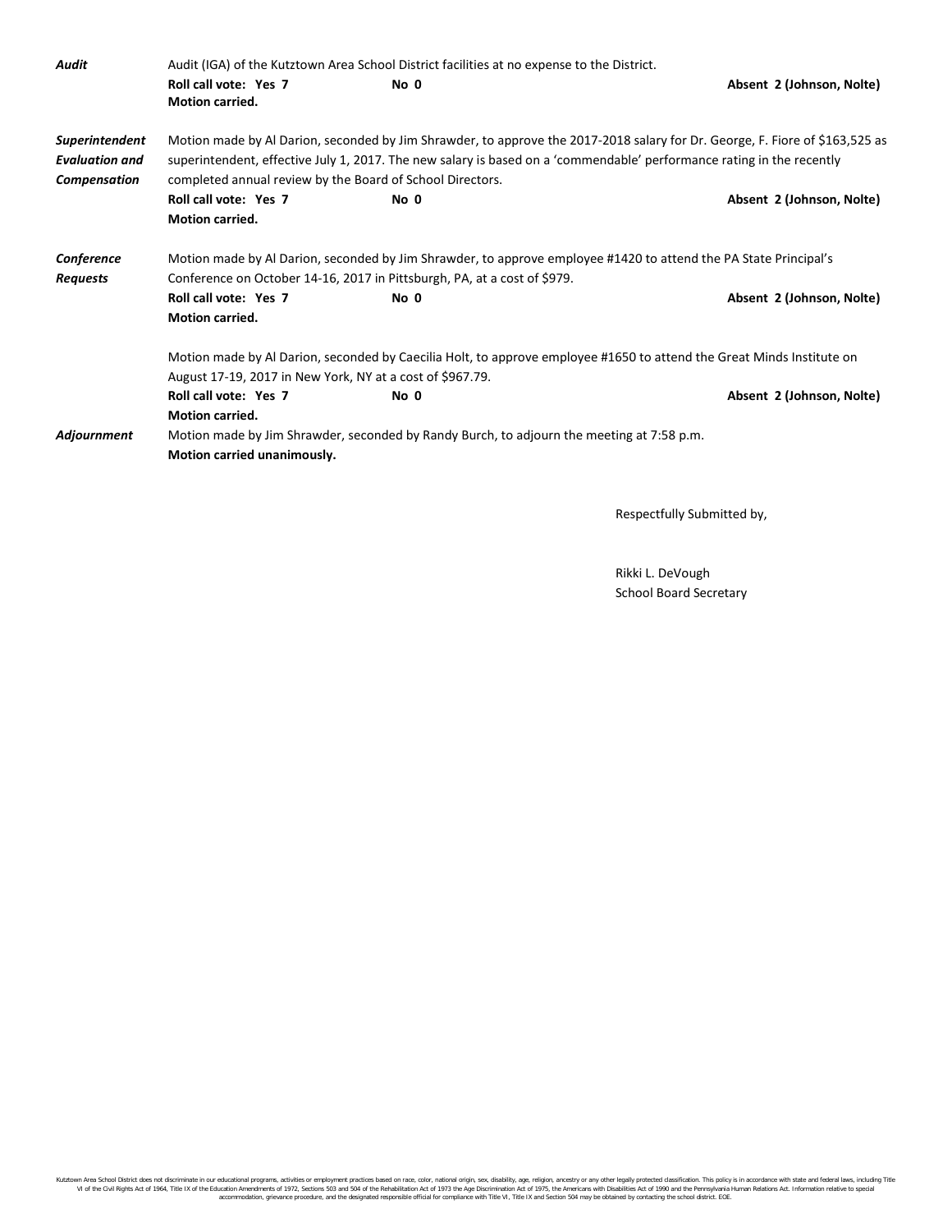**_Audit_**

Audit (IGA) of the Kutztown Area School District facilities at no expense to the District.

**Roll call vote: Yes 7** **No 0** **Absent 2 (Johnson, Nolte)**

**Motion carried.**

**_Superintendent Evaluation and Compensation_**

Motion made by Al Darion, seconded by Jim Shrawder, to approve the 2017-2018 salary for Dr. George, F. Fiore of $163,525 as superintendent, effective July 1, 2017. The new salary is based on a 'commendable' performance rating in the recently completed annual review by the Board of School Directors.

**Roll call vote: Yes 7** **No 0** **Absent 2 (Johnson, Nolte)**

**Motion carried.**

**_Conference Requests_**

Motion made by Al Darion, seconded by Jim Shrawder, to approve employee #1420 to attend the PA State Principal's Conference on October 14-16, 2017 in Pittsburgh, PA, at a cost of $979.

**Roll call vote: Yes 7** **No 0** **Absent 2 (Johnson, Nolte)**

**Motion carried.**

Motion made by Al Darion, seconded by Caecilia Holt, to approve employee #1650 to attend the Great Minds Institute on August 17-19, 2017 in New York, NY at a cost of $967.79.

**Roll call vote: Yes 7** **No 0** **Absent 2 (Johnson, Nolte)**

**Motion carried.**

**_Adjournment_**

Motion made by Jim Shrawder, seconded by Randy Burch, to adjourn the meeting at 7:58 p.m.

**Motion carried unanimously.**

Respectfully Submitted by,

Rikki L. DeVough
School Board Secretary

Kutztown Area School District does not discriminate in our educational programs, activities or employment practices based on race, color, national origin, sex, disability, age, religion, ancestry or any other legally protected classification. This policy is in accordance with state and federal laws, including Title VI of the Civil Rights Act of 1964, Title IX of the Education Amendments of 1972, Sections 503 and 504 of the Rehabilitation Act of 1973 the Age Discrimination Act of 1975, the Americans with Disabilities Act of 1990 and the Pennsylvania Human Relations Act. Information relative to special accommodation, grievance procedure, and the designated responsible official for compliance with Title VI, Title IX and Section 504 may be obtained by contacting the school district. EOE.